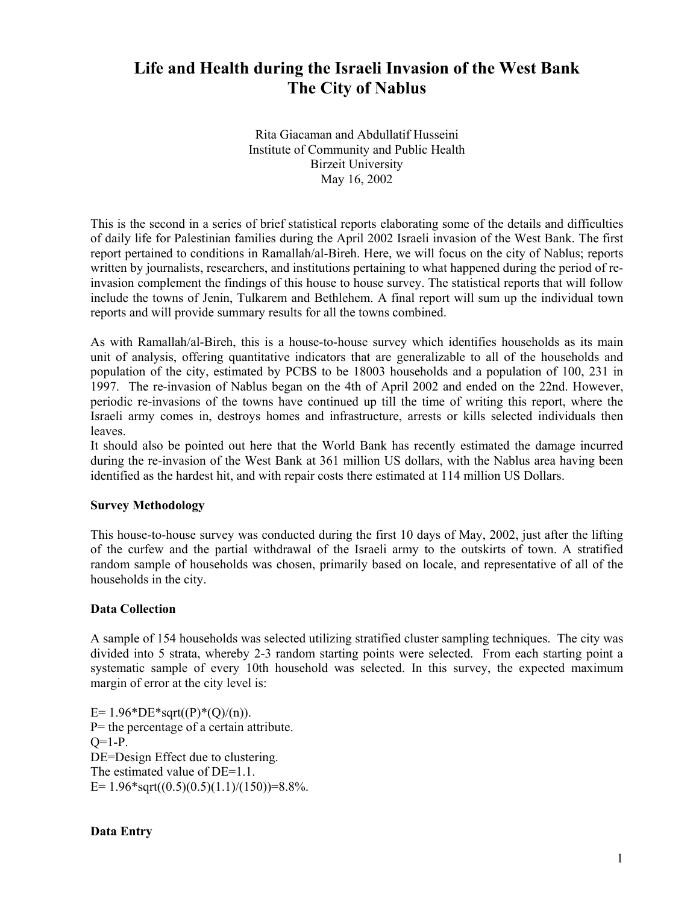# Life and Health during the Israeli Invasion of the West Bank
# The City of Nablus

Rita Giacaman and Abdullatif Husseini
Institute of Community and Public Health
Birzeit University
May 16, 2002

This is the second in a series of brief statistical reports elaborating some of the details and difficulties of daily life for Palestinian families during the April 2002 Israeli invasion of the West Bank. The first report pertained to conditions in Ramallah/al-Bireh. Here, we will focus on the city of Nablus; reports written by journalists, researchers, and institutions pertaining to what happened during the period of re-invasion complement the findings of this house to house survey. The statistical reports that will follow include the towns of Jenin, Tulkarem and Bethlehem. A final report will sum up the individual town reports and will provide summary results for all the towns combined.

As with Ramallah/al-Bireh, this is a house-to-house survey which identifies households as its main unit of analysis, offering quantitative indicators that are generalizable to all of the households and population of the city, estimated by PCBS to be 18003 households and a population of 100, 231 in 1997. The re-invasion of Nablus began on the 4th of April 2002 and ended on the 22nd. However, periodic re-invasions of the towns have continued up till the time of writing this report, where the Israeli army comes in, destroys homes and infrastructure, arrests or kills selected individuals then leaves.

It should also be pointed out here that the World Bank has recently estimated the damage incurred during the re-invasion of the West Bank at 361 million US dollars, with the Nablus area having been identified as the hardest hit, and with repair costs there estimated at 114 million US Dollars.

**Survey Methodology**

This house-to-house survey was conducted during the first 10 days of May, 2002, just after the lifting of the curfew and the partial withdrawal of the Israeli army to the outskirts of town. A stratified random sample of households was chosen, primarily based on locale, and representative of all of the households in the city.

**Data Collection**

A sample of 154 households was selected utilizing stratified cluster sampling techniques. The city was divided into 5 strata, whereby 2-3 random starting points were selected. From each starting point a systematic sample of every 10th household was selected. In this survey, the expected maximum margin of error at the city level is:

$E = 1.96 * DE * \text{sqrt}((P)*(Q)/(n))$.
P= the percentage of a certain attribute.
Q=1-P.
DE=Design Effect due to clustering.
The estimated value of DE=1.1.
$E = 1.96 * \text{sqrt}((0.5)(0.5)(1.1)/(150)) = 8.8\%$.

**Data Entry**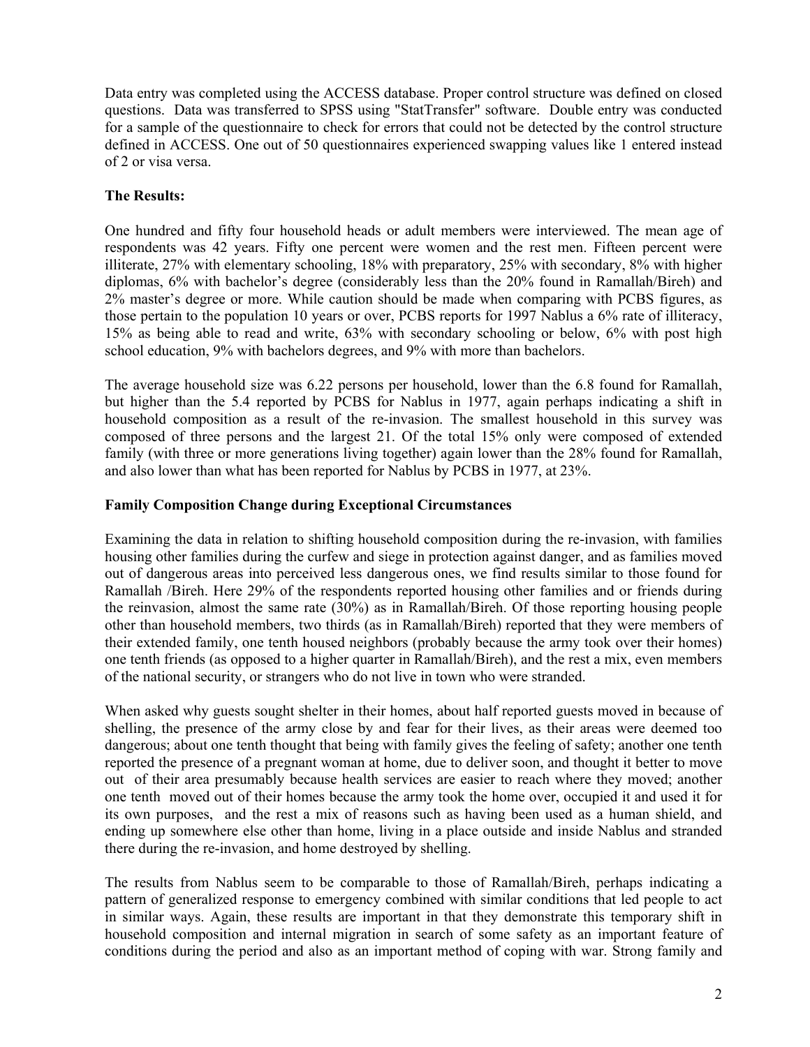Data entry was completed using the ACCESS database. Proper control structure was defined on closed questions. Data was transferred to SPSS using "StatTransfer" software. Double entry was conducted for a sample of the questionnaire to check for errors that could not be detected by the control structure defined in ACCESS. One out of 50 questionnaires experienced swapping values like 1 entered instead of 2 or visa versa.

**The Results:**

One hundred and fifty four household heads or adult members were interviewed. The mean age of respondents was 42 years. Fifty one percent were women and the rest men. Fifteen percent were illiterate, 27% with elementary schooling, 18% with preparatory, 25% with secondary, 8% with higher diplomas, 6% with bachelor's degree (considerably less than the 20% found in Ramallah/Bireh) and 2% master's degree or more. While caution should be made when comparing with PCBS figures, as those pertain to the population 10 years or over, PCBS reports for 1997 Nablus a 6% rate of illiteracy, 15% as being able to read and write, 63% with secondary schooling or below, 6% with post high school education, 9% with bachelors degrees, and 9% with more than bachelors.

The average household size was 6.22 persons per household, lower than the 6.8 found for Ramallah, but higher than the 5.4 reported by PCBS for Nablus in 1977, again perhaps indicating a shift in household composition as a result of the re-invasion. The smallest household in this survey was composed of three persons and the largest 21. Of the total 15% only were composed of extended family (with three or more generations living together) again lower than the 28% found for Ramallah, and also lower than what has been reported for Nablus by PCBS in 1977, at 23%.

**Family Composition Change during Exceptional Circumstances**

Examining the data in relation to shifting household composition during the re-invasion, with families housing other families during the curfew and siege in protection against danger, and as families moved out of dangerous areas into perceived less dangerous ones, we find results similar to those found for Ramallah /Bireh. Here 29% of the respondents reported housing other families and or friends during the reinvasion, almost the same rate (30%) as in Ramallah/Bireh. Of those reporting housing people other than household members, two thirds (as in Ramallah/Bireh) reported that they were members of their extended family, one tenth housed neighbors (probably because the army took over their homes) one tenth friends (as opposed to a higher quarter in Ramallah/Bireh), and the rest a mix, even members of the national security, or strangers who do not live in town who were stranded.

When asked why guests sought shelter in their homes, about half reported guests moved in because of shelling, the presence of the army close by and fear for their lives, as their areas were deemed too dangerous; about one tenth thought that being with family gives the feeling of safety; another one tenth reported the presence of a pregnant woman at home, due to deliver soon, and thought it better to move out of their area presumably because health services are easier to reach where they moved; another one tenth moved out of their homes because the army took the home over, occupied it and used it for its own purposes, and the rest a mix of reasons such as having been used as a human shield, and ending up somewhere else other than home, living in a place outside and inside Nablus and stranded there during the re-invasion, and home destroyed by shelling.

The results from Nablus seem to be comparable to those of Ramallah/Bireh, perhaps indicating a pattern of generalized response to emergency combined with similar conditions that led people to act in similar ways. Again, these results are important in that they demonstrate this temporary shift in household composition and internal migration in search of some safety as an important feature of conditions during the period and also as an important method of coping with war. Strong family and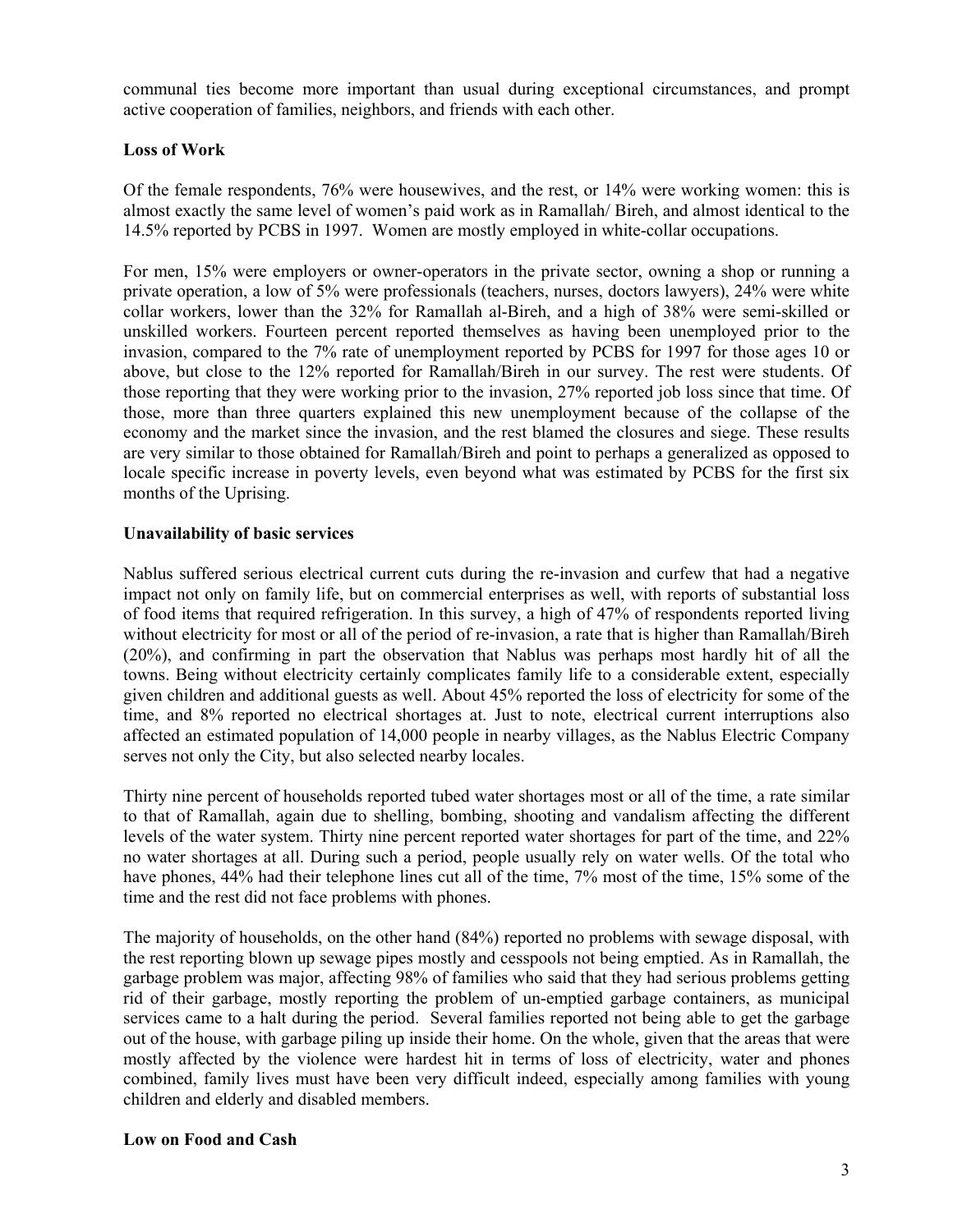communal ties become more important than usual during exceptional circumstances, and prompt active cooperation of families, neighbors, and friends with each other.

**Loss of Work**

Of the female respondents, 76% were housewives, and the rest, or 14% were working women: this is almost exactly the same level of women's paid work as in Ramallah/ Bireh, and almost identical to the 14.5% reported by PCBS in 1997. Women are mostly employed in white-collar occupations.

For men, 15% were employers or owner-operators in the private sector, owning a shop or running a private operation, a low of 5% were professionals (teachers, nurses, doctors lawyers), 24% were white collar workers, lower than the 32% for Ramallah al-Bireh, and a high of 38% were semi-skilled or unskilled workers. Fourteen percent reported themselves as having been unemployed prior to the invasion, compared to the 7% rate of unemployment reported by PCBS for 1997 for those ages 10 or above, but close to the 12% reported for Ramallah/Bireh in our survey. The rest were students. Of those reporting that they were working prior to the invasion, 27% reported job loss since that time. Of those, more than three quarters explained this new unemployment because of the collapse of the economy and the market since the invasion, and the rest blamed the closures and siege. These results are very similar to those obtained for Ramallah/Bireh and point to perhaps a generalized as opposed to locale specific increase in poverty levels, even beyond what was estimated by PCBS for the first six months of the Uprising.

**Unavailability of basic services**

Nablus suffered serious electrical current cuts during the re-invasion and curfew that had a negative impact not only on family life, but on commercial enterprises as well, with reports of substantial loss of food items that required refrigeration. In this survey, a high of 47% of respondents reported living without electricity for most or all of the period of re-invasion, a rate that is higher than Ramallah/Bireh (20%), and confirming in part the observation that Nablus was perhaps most hardly hit of all the towns. Being without electricity certainly complicates family life to a considerable extent, especially given children and additional guests as well. About 45% reported the loss of electricity for some of the time, and 8% reported no electrical shortages at. Just to note, electrical current interruptions also affected an estimated population of 14,000 people in nearby villages, as the Nablus Electric Company serves not only the City, but also selected nearby locales.

Thirty nine percent of households reported tubed water shortages most or all of the time, a rate similar to that of Ramallah, again due to shelling, bombing, shooting and vandalism affecting the different levels of the water system. Thirty nine percent reported water shortages for part of the time, and 22% no water shortages at all. During such a period, people usually rely on water wells. Of the total who have phones, 44% had their telephone lines cut all of the time, 7% most of the time, 15% some of the time and the rest did not face problems with phones.

The majority of households, on the other hand (84%) reported no problems with sewage disposal, with the rest reporting blown up sewage pipes mostly and cesspools not being emptied. As in Ramallah, the garbage problem was major, affecting 98% of families who said that they had serious problems getting rid of their garbage, mostly reporting the problem of un-emptied garbage containers, as municipal services came to a halt during the period. Several families reported not being able to get the garbage out of the house, with garbage piling up inside their home. On the whole, given that the areas that were mostly affected by the violence were hardest hit in terms of loss of electricity, water and phones combined, family lives must have been very difficult indeed, especially among families with young children and elderly and disabled members.

**Low on Food and Cash**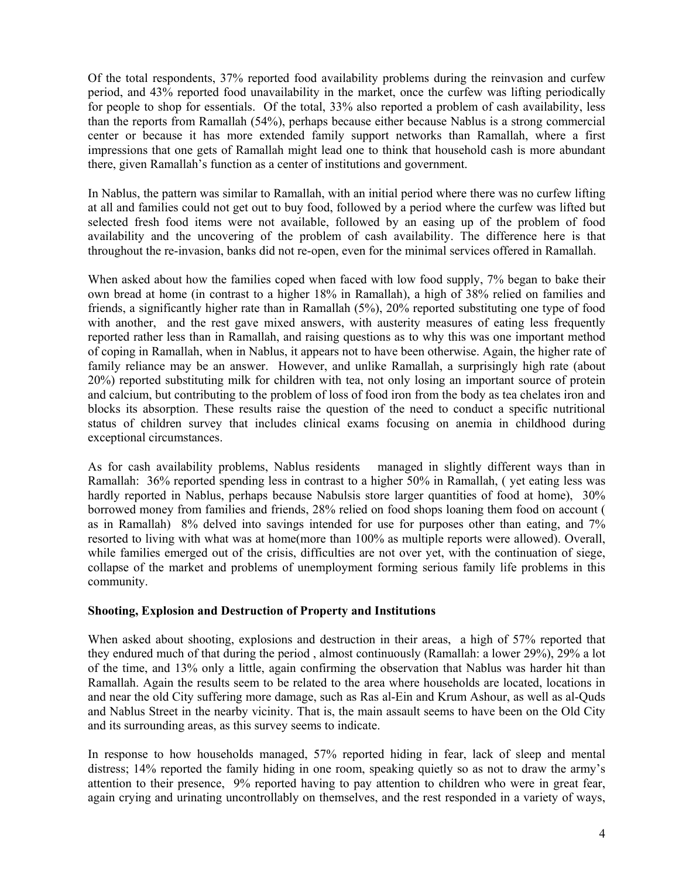Of the total respondents, 37% reported food availability problems during the reinvasion and curfew period, and 43% reported food unavailability in the market, once the curfew was lifting periodically for people to shop for essentials. Of the total, 33% also reported a problem of cash availability, less than the reports from Ramallah (54%), perhaps because either because Nablus is a strong commercial center or because it has more extended family support networks than Ramallah, where a first impressions that one gets of Ramallah might lead one to think that household cash is more abundant there, given Ramallah's function as a center of institutions and government.

In Nablus, the pattern was similar to Ramallah, with an initial period where there was no curfew lifting at all and families could not get out to buy food, followed by a period where the curfew was lifted but selected fresh food items were not available, followed by an easing up of the problem of food availability and the uncovering of the problem of cash availability. The difference here is that throughout the re-invasion, banks did not re-open, even for the minimal services offered in Ramallah.

When asked about how the families coped when faced with low food supply, 7% began to bake their own bread at home (in contrast to a higher 18% in Ramallah), a high of 38% relied on families and friends, a significantly higher rate than in Ramallah (5%), 20% reported substituting one type of food with another, and the rest gave mixed answers, with austerity measures of eating less frequently reported rather less than in Ramallah, and raising questions as to why this was one important method of coping in Ramallah, when in Nablus, it appears not to have been otherwise. Again, the higher rate of family reliance may be an answer. However, and unlike Ramallah, a surprisingly high rate (about 20%) reported substituting milk for children with tea, not only losing an important source of protein and calcium, but contributing to the problem of loss of food iron from the body as tea chelates iron and blocks its absorption. These results raise the question of the need to conduct a specific nutritional status of children survey that includes clinical exams focusing on anemia in childhood during exceptional circumstances.

As for cash availability problems, Nablus residents managed in slightly different ways than in Ramallah: 36% reported spending less in contrast to a higher 50% in Ramallah, ( yet eating less was hardly reported in Nablus, perhaps because Nabulsis store larger quantities of food at home), 30% borrowed money from families and friends, 28% relied on food shops loaning them food on account ( as in Ramallah) 8% delved into savings intended for use for purposes other than eating, and 7% resorted to living with what was at home(more than 100% as multiple reports were allowed). Overall, while families emerged out of the crisis, difficulties are not over yet, with the continuation of siege, collapse of the market and problems of unemployment forming serious family life problems in this community.

**Shooting, Explosion and Destruction of Property and Institutions**

When asked about shooting, explosions and destruction in their areas, a high of 57% reported that they endured much of that during the period , almost continuously (Ramallah: a lower 29%), 29% a lot of the time, and 13% only a little, again confirming the observation that Nablus was harder hit than Ramallah. Again the results seem to be related to the area where households are located, locations in and near the old City suffering more damage, such as Ras al-Ein and Krum Ashour, as well as al-Quds and Nablus Street in the nearby vicinity. That is, the main assault seems to have been on the Old City and its surrounding areas, as this survey seems to indicate.

In response to how households managed, 57% reported hiding in fear, lack of sleep and mental distress; 14% reported the family hiding in one room, speaking quietly so as not to draw the army's attention to their presence, 9% reported having to pay attention to children who were in great fear, again crying and urinating uncontrollably on themselves, and the rest responded in a variety of ways,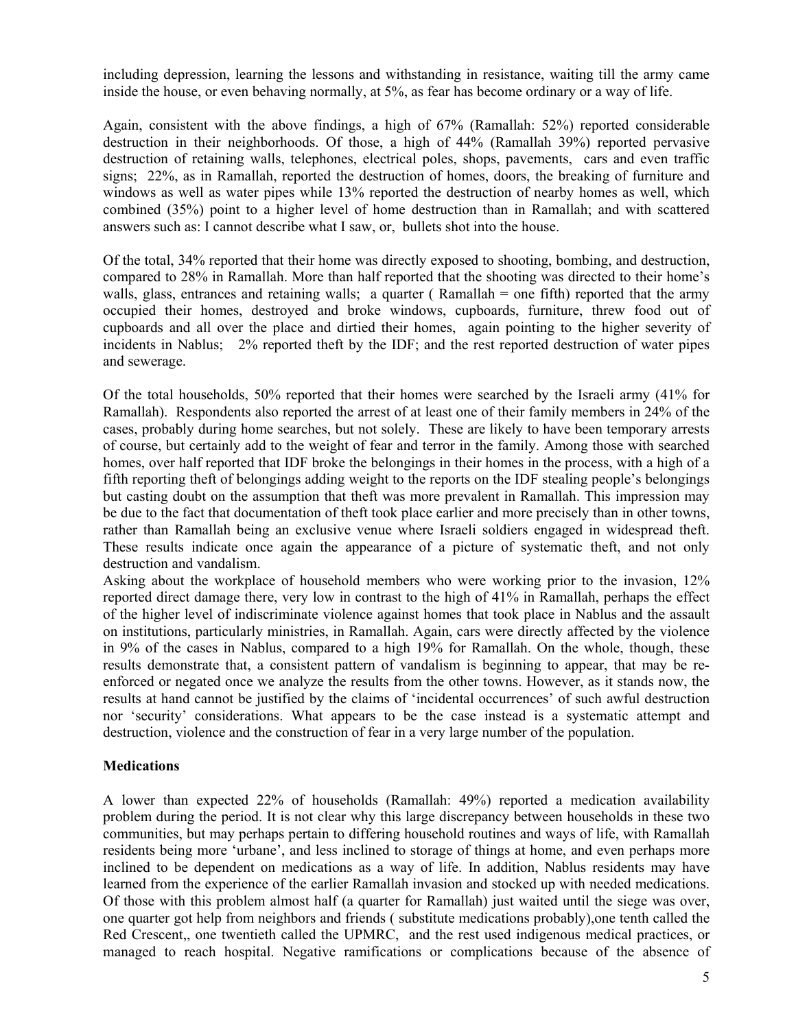including depression, learning the lessons and withstanding in resistance, waiting till the army came inside the house, or even behaving normally, at 5%, as fear has become ordinary or a way of life.

Again, consistent with the above findings, a high of 67% (Ramallah: 52%) reported considerable destruction in their neighborhoods. Of those, a high of 44% (Ramallah 39%) reported pervasive destruction of retaining walls, telephones, electrical poles, shops, pavements, cars and even traffic signs; 22%, as in Ramallah, reported the destruction of homes, doors, the breaking of furniture and windows as well as water pipes while 13% reported the destruction of nearby homes as well, which combined (35%) point to a higher level of home destruction than in Ramallah; and with scattered answers such as: I cannot describe what I saw, or, bullets shot into the house.

Of the total, 34% reported that their home was directly exposed to shooting, bombing, and destruction, compared to 28% in Ramallah. More than half reported that the shooting was directed to their home's walls, glass, entrances and retaining walls; a quarter ( Ramallah = one fifth) reported that the army occupied their homes, destroyed and broke windows, cupboards, furniture, threw food out of cupboards and all over the place and dirtied their homes, again pointing to the higher severity of incidents in Nablus; 2% reported theft by the IDF; and the rest reported destruction of water pipes and sewerage.

Of the total households, 50% reported that their homes were searched by the Israeli army (41% for Ramallah). Respondents also reported the arrest of at least one of their family members in 24% of the cases, probably during home searches, but not solely. These are likely to have been temporary arrests of course, but certainly add to the weight of fear and terror in the family. Among those with searched homes, over half reported that IDF broke the belongings in their homes in the process, with a high of a fifth reporting theft of belongings adding weight to the reports on the IDF stealing people's belongings but casting doubt on the assumption that theft was more prevalent in Ramallah. This impression may be due to the fact that documentation of theft took place earlier and more precisely than in other towns, rather than Ramallah being an exclusive venue where Israeli soldiers engaged in widespread theft. These results indicate once again the appearance of a picture of systematic theft, and not only destruction and vandalism.
Asking about the workplace of household members who were working prior to the invasion, 12% reported direct damage there, very low in contrast to the high of 41% in Ramallah, perhaps the effect of the higher level of indiscriminate violence against homes that took place in Nablus and the assault on institutions, particularly ministries, in Ramallah. Again, cars were directly affected by the violence in 9% of the cases in Nablus, compared to a high 19% for Ramallah. On the whole, though, these results demonstrate that, a consistent pattern of vandalism is beginning to appear, that may be re-enforced or negated once we analyze the results from the other towns. However, as it stands now, the results at hand cannot be justified by the claims of 'incidental occurrences' of such awful destruction nor 'security' considerations. What appears to be the case instead is a systematic attempt and destruction, violence and the construction of fear in a very large number of the population.

**Medications**

A lower than expected 22% of households (Ramallah: 49%) reported a medication availability problem during the period. It is not clear why this large discrepancy between households in these two communities, but may perhaps pertain to differing household routines and ways of life, with Ramallah residents being more 'urbane', and less inclined to storage of things at home, and even perhaps more inclined to be dependent on medications as a way of life. In addition, Nablus residents may have learned from the experience of the earlier Ramallah invasion and stocked up with needed medications. Of those with this problem almost half (a quarter for Ramallah) just waited until the siege was over, one quarter got help from neighbors and friends ( substitute medications probably),one tenth called the Red Crescent,, one twentieth called the UPMRC, and the rest used indigenous medical practices, or managed to reach hospital. Negative ramifications or complications because of the absence of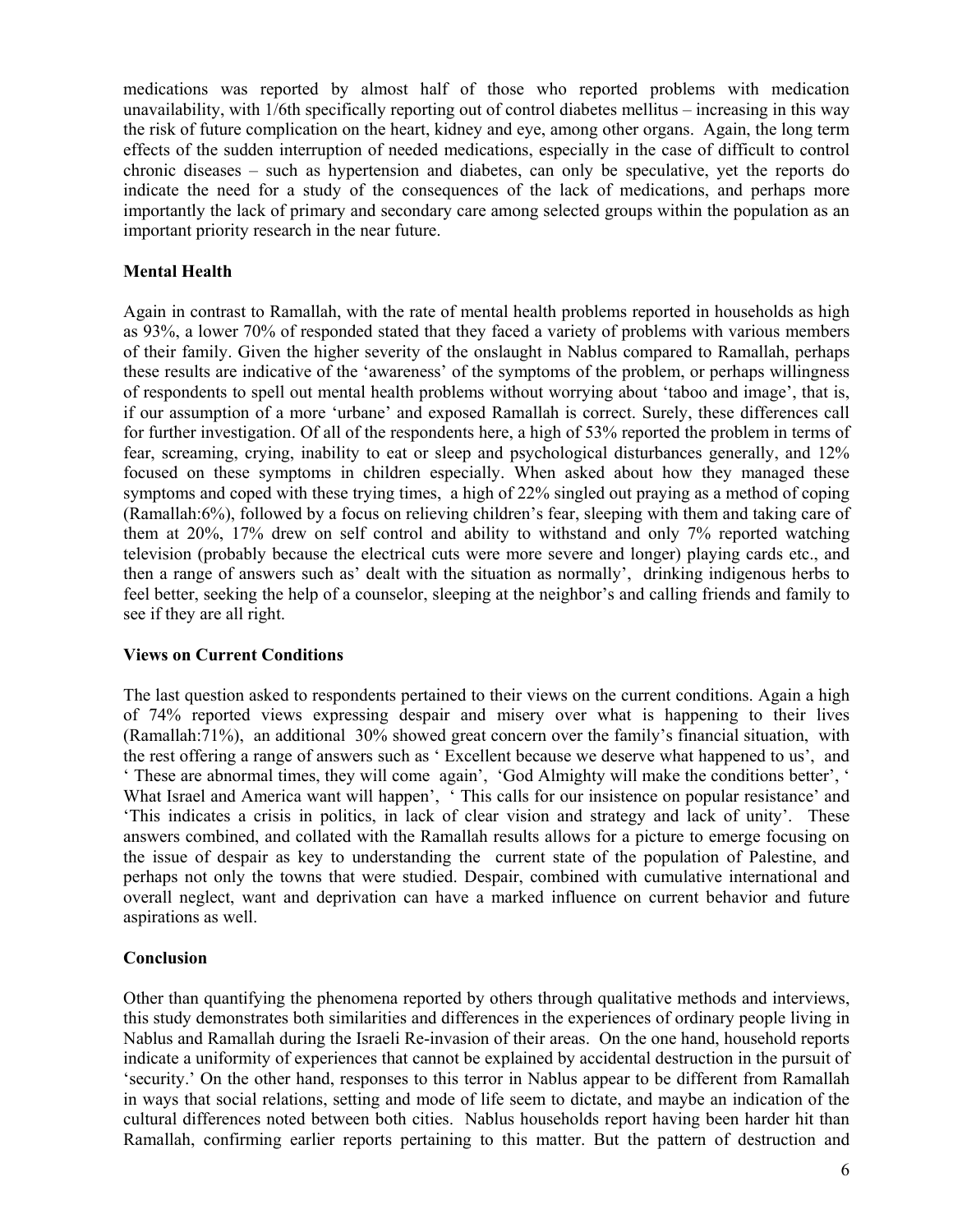medications was reported by almost half of those who reported problems with medication unavailability, with 1/6th specifically reporting out of control diabetes mellitus – increasing in this way the risk of future complication on the heart, kidney and eye, among other organs. Again, the long term effects of the sudden interruption of needed medications, especially in the case of difficult to control chronic diseases – such as hypertension and diabetes, can only be speculative, yet the reports do indicate the need for a study of the consequences of the lack of medications, and perhaps more importantly the lack of primary and secondary care among selected groups within the population as an important priority research in the near future.

**Mental Health**

Again in contrast to Ramallah, with the rate of mental health problems reported in households as high as 93%, a lower 70% of responded stated that they faced a variety of problems with various members of their family. Given the higher severity of the onslaught in Nablus compared to Ramallah, perhaps these results are indicative of the 'awareness' of the symptoms of the problem, or perhaps willingness of respondents to spell out mental health problems without worrying about 'taboo and image', that is, if our assumption of a more 'urbane' and exposed Ramallah is correct. Surely, these differences call for further investigation. Of all of the respondents here, a high of 53% reported the problem in terms of fear, screaming, crying, inability to eat or sleep and psychological disturbances generally, and 12% focused on these symptoms in children especially. When asked about how they managed these symptoms and coped with these trying times, a high of 22% singled out praying as a method of coping (Ramallah:6%), followed by a focus on relieving children's fear, sleeping with them and taking care of them at 20%, 17% drew on self control and ability to withstand and only 7% reported watching television (probably because the electrical cuts were more severe and longer) playing cards etc., and then a range of answers such as' dealt with the situation as normally', drinking indigenous herbs to feel better, seeking the help of a counselor, sleeping at the neighbor's and calling friends and family to see if they are all right.

**Views on Current Conditions**

The last question asked to respondents pertained to their views on the current conditions. Again a high of 74% reported views expressing despair and misery over what is happening to their lives (Ramallah:71%), an additional 30% showed great concern over the family's financial situation, with the rest offering a range of answers such as ' Excellent because we deserve what happened to us', and ' These are abnormal times, they will come again', 'God Almighty will make the conditions better', ' What Israel and America want will happen', ' This calls for our insistence on popular resistance' and 'This indicates a crisis in politics, in lack of clear vision and strategy and lack of unity'. These answers combined, and collated with the Ramallah results allows for a picture to emerge focusing on the issue of despair as key to understanding the current state of the population of Palestine, and perhaps not only the towns that were studied. Despair, combined with cumulative international and overall neglect, want and deprivation can have a marked influence on current behavior and future aspirations as well.

**Conclusion**

Other than quantifying the phenomena reported by others through qualitative methods and interviews, this study demonstrates both similarities and differences in the experiences of ordinary people living in Nablus and Ramallah during the Israeli Re-invasion of their areas. On the one hand, household reports indicate a uniformity of experiences that cannot be explained by accidental destruction in the pursuit of 'security.' On the other hand, responses to this terror in Nablus appear to be different from Ramallah in ways that social relations, setting and mode of life seem to dictate, and maybe an indication of the cultural differences noted between both cities. Nablus households report having been harder hit than Ramallah, confirming earlier reports pertaining to this matter. But the pattern of destruction and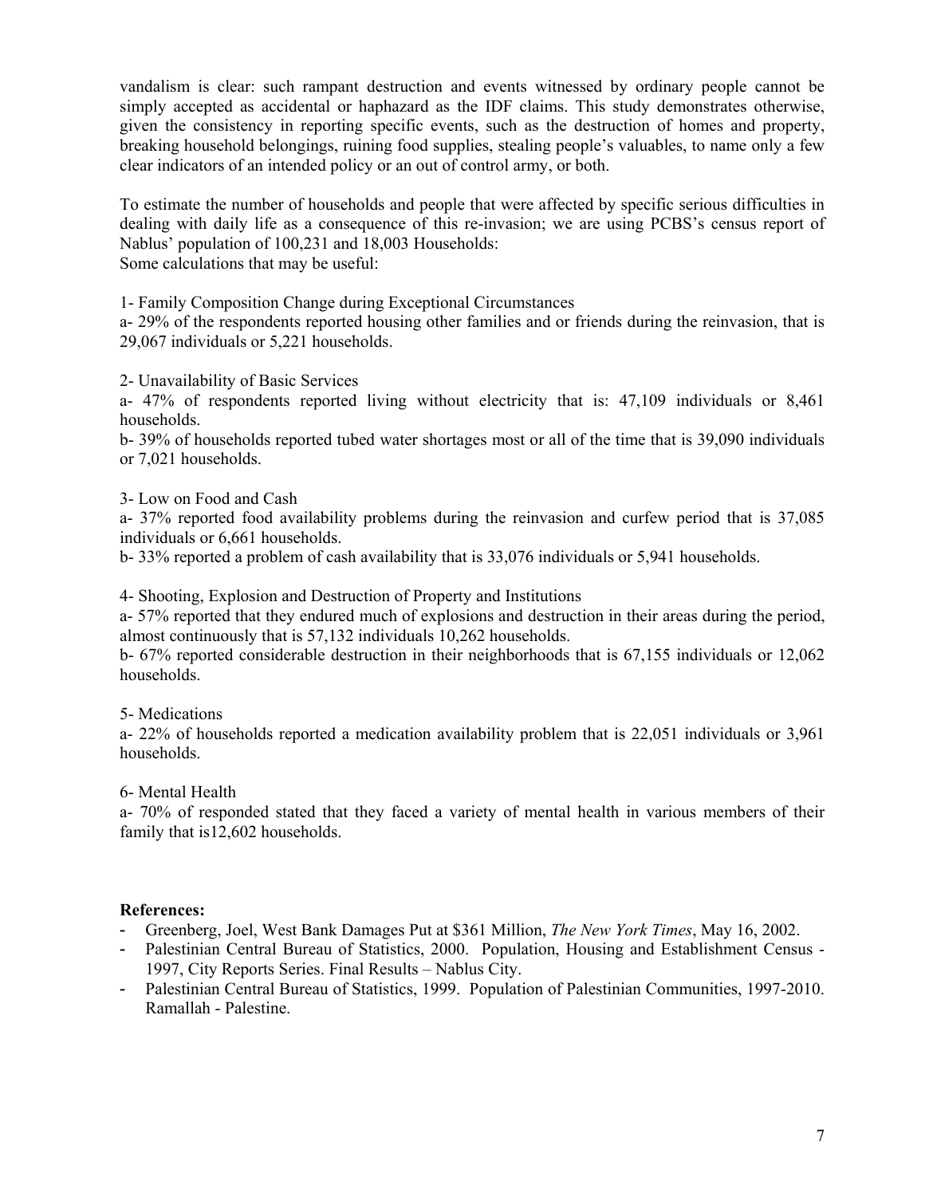vandalism is clear: such rampant destruction and events witnessed by ordinary people cannot be simply accepted as accidental or haphazard as the IDF claims. This study demonstrates otherwise, given the consistency in reporting specific events, such as the destruction of homes and property, breaking household belongings, ruining food supplies, stealing people's valuables, to name only a few clear indicators of an intended policy or an out of control army, or both.

To estimate the number of households and people that were affected by specific serious difficulties in dealing with daily life as a consequence of this re-invasion; we are using PCBS's census report of Nablus' population of 100,231 and 18,003 Households:
Some calculations that may be useful:

1- Family Composition Change during Exceptional Circumstances

a- 29% of the respondents reported housing other families and or friends during the reinvasion, that is 29,067 individuals or 5,221 households.

2- Unavailability of Basic Services

a- 47% of respondents reported living without electricity that is: 47,109 individuals or 8,461 households.

b- 39% of households reported tubed water shortages most or all of the time that is 39,090 individuals or 7,021 households.

3- Low on Food and Cash

a- 37% reported food availability problems during the reinvasion and curfew period that is 37,085 individuals or 6,661 households.

b- 33% reported a problem of cash availability that is 33,076 individuals or 5,941 households.

4- Shooting, Explosion and Destruction of Property and Institutions

a- 57% reported that they endured much of explosions and destruction in their areas during the period, almost continuously that is 57,132 individuals 10,262 households.

b- 67% reported considerable destruction in their neighborhoods that is 67,155 individuals or 12,062 households.

5- Medications

a- 22% of households reported a medication availability problem that is 22,051 individuals or 3,961 households.

6- Mental Health

a- 70% of responded stated that they faced a variety of mental health in various members of their family that is12,602 households.

**References:**

- Greenberg, Joel, West Bank Damages Put at $361 Million, *The New York Times*, May 16, 2002.
- Palestinian Central Bureau of Statistics, 2000. Population, Housing and Establishment Census - 1997, City Reports Series. Final Results – Nablus City.
- Palestinian Central Bureau of Statistics, 1999. Population of Palestinian Communities, 1997-2010. Ramallah - Palestine.